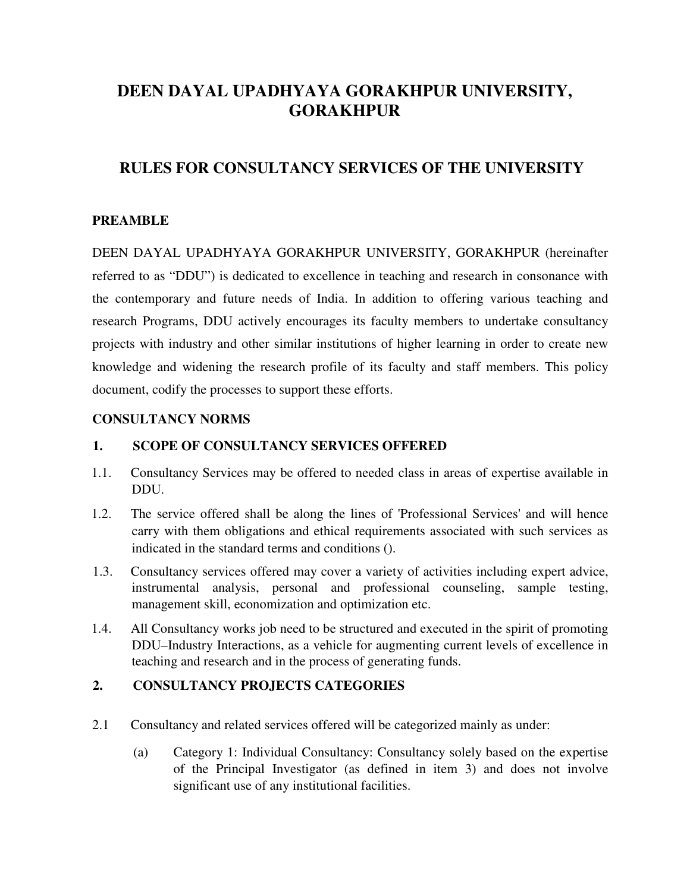# DEEN DAYAL UPADHYAYA GORAKHPUR UNIVERSITY, GORAKHPUR

## RULES FOR CONSULTANCY SERVICES OF THE UNIVERSITY

### PREAMBLE

DEEN DAYAL UPADHYAYA GORAKHPUR UNIVERSITY, GORAKHPUR (hereinafter referred to as "DDU") is dedicated to excellence in teaching and research in consonance with the contemporary and future needs of India. In addition to offering various teaching and research Programs, DDU actively encourages its faculty members to undertake consultancy projects with industry and other similar institutions of higher learning in order to create new knowledge and widening the research profile of its faculty and staff members. This policy document, codify the processes to support these efforts.

### CONSULTANCY NORMS

### 1. SCOPE OF CONSULTANCY SERVICES OFFERED

1.1. Consultancy Services may be offered to needed class in areas of expertise available in DDU.

1.2. The service offered shall be along the lines of 'Professional Services' and will hence carry with them obligations and ethical requirements associated with such services as indicated in the standard terms and conditions ().

1.3. Consultancy services offered may cover a variety of activities including expert advice, instrumental analysis, personal and professional counseling, sample testing, management skill, economization and optimization etc.

1.4. All Consultancy works job need to be structured and executed in the spirit of promoting DDU–Industry Interactions, as a vehicle for augmenting current levels of excellence in teaching and research and in the process of generating funds.

### 2. CONSULTANCY PROJECTS CATEGORIES

2.1 Consultancy and related services offered will be categorized mainly as under:

(a) Category 1: Individual Consultancy: Consultancy solely based on the expertise of the Principal Investigator (as defined in item 3) and does not involve significant use of any institutional facilities.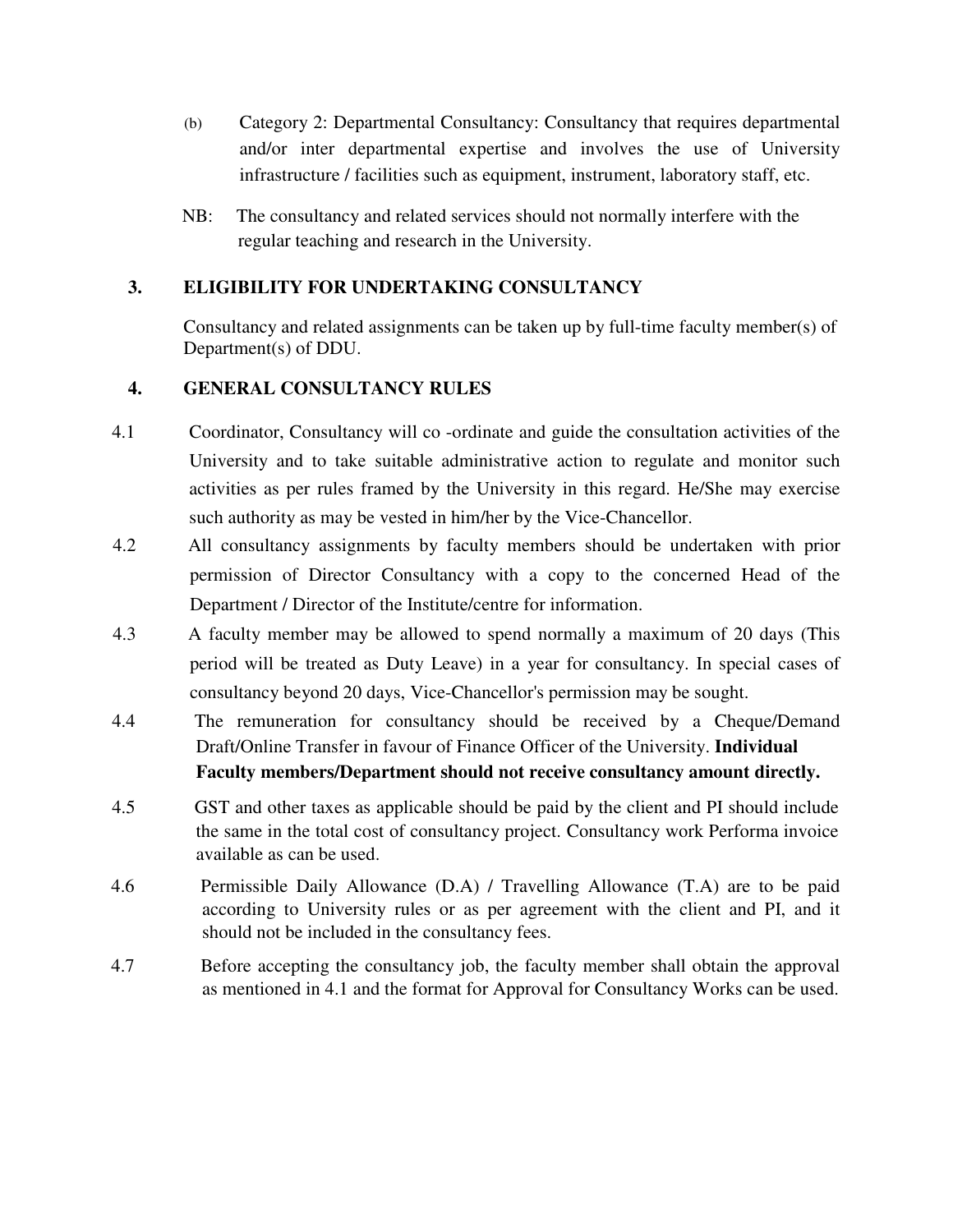(b) Category 2: Departmental Consultancy: Consultancy that requires departmental and/or inter departmental expertise and involves the use of University infrastructure / facilities such as equipment, instrument, laboratory staff, etc.

NB: The consultancy and related services should not normally interfere with the regular teaching and research in the University.

## 3. ELIGIBILITY FOR UNDERTAKING CONSULTANCY

Consultancy and related assignments can be taken up by full-time faculty member(s) of Department(s) of DDU.

## 4. GENERAL CONSULTANCY RULES

4.1 Coordinator, Consultancy will co -ordinate and guide the consultation activities of the University and to take suitable administrative action to regulate and monitor such activities as per rules framed by the University in this regard. He/She may exercise such authority as may be vested in him/her by the Vice-Chancellor.

4.2 All consultancy assignments by faculty members should be undertaken with prior permission of Director Consultancy with a copy to the concerned Head of the Department / Director of the Institute/centre for information.

4.3 A faculty member may be allowed to spend normally a maximum of 20 days (This period will be treated as Duty Leave) in a year for consultancy. In special cases of consultancy beyond 20 days, Vice-Chancellor's permission may be sought.

4.4 The remuneration for consultancy should be received by a Cheque/Demand Draft/Online Transfer in favour of Finance Officer of the University. **Individual Faculty members/Department should not receive consultancy amount directly.**

4.5 GST and other taxes as applicable should be paid by the client and PI should include the same in the total cost of consultancy project. Consultancy work Performa invoice available as can be used.

4.6 Permissible Daily Allowance (D.A) / Travelling Allowance (T.A) are to be paid according to University rules or as per agreement with the client and PI, and it should not be included in the consultancy fees.

4.7 Before accepting the consultancy job, the faculty member shall obtain the approval as mentioned in 4.1 and the format for Approval for Consultancy Works can be used.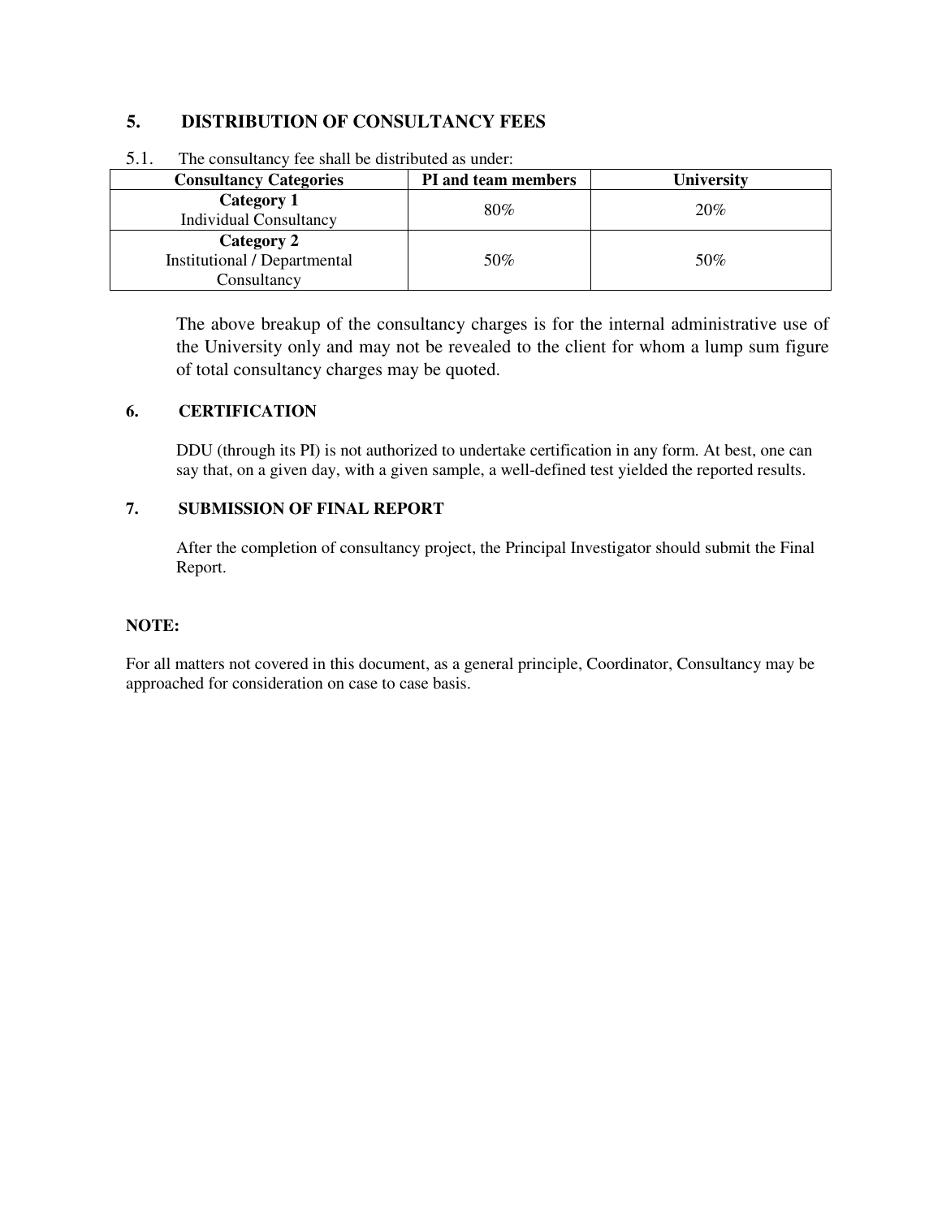## 5. DISTRIBUTION OF CONSULTANCY FEES

5.1. The consultancy fee shall be distributed as under:

| Consultancy Categories | PI and team members | University |
|---|---|---|
| **Category 1** Individual Consultancy | 80% | 20% |
| **Category 2** Institutional / Departmental Consultancy | 50% | 50% |

The above breakup of the consultancy charges is for the internal administrative use of the University only and may not be revealed to the client for whom a lump sum figure of total consultancy charges may be quoted.

## 6. CERTIFICATION

DDU (through its PI) is not authorized to undertake certification in any form. At best, one can say that, on a given day, with a given sample, a well-defined test yielded the reported results.

## 7. SUBMISSION OF FINAL REPORT

After the completion of consultancy project, the Principal Investigator should submit the Final Report.

**NOTE:**

For all matters not covered in this document, as a general principle, Coordinator, Consultancy may be approached for consideration on case to case basis.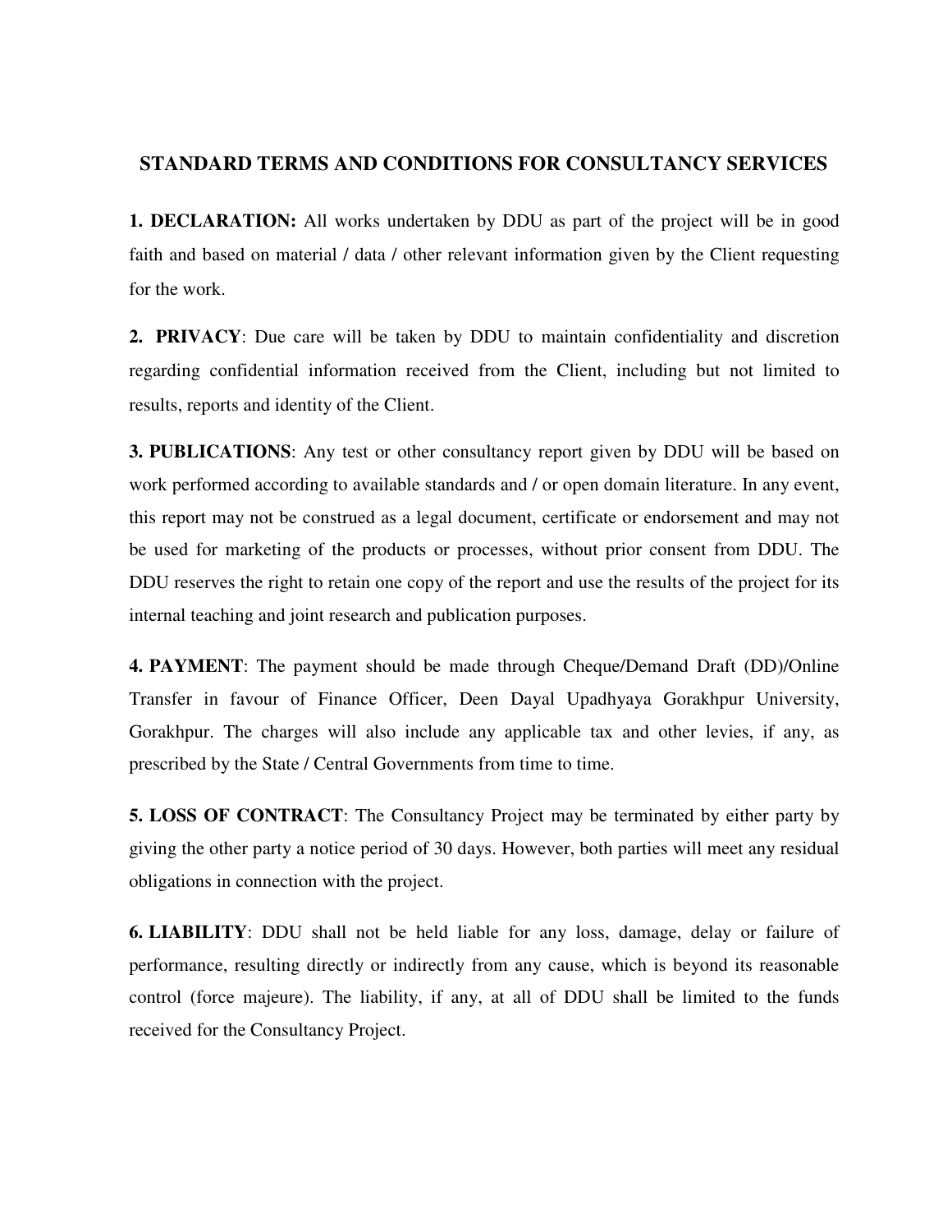## STANDARD TERMS AND CONDITIONS FOR CONSULTANCY SERVICES

**1. DECLARATION:** All works undertaken by DDU as part of the project will be in good faith and based on material / data / other relevant information given by the Client requesting for the work.

**2. PRIVACY**: Due care will be taken by DDU to maintain confidentiality and discretion regarding confidential information received from the Client, including but not limited to results, reports and identity of the Client.

**3. PUBLICATIONS**: Any test or other consultancy report given by DDU will be based on work performed according to available standards and / or open domain literature. In any event, this report may not be construed as a legal document, certificate or endorsement and may not be used for marketing of the products or processes, without prior consent from DDU. The DDU reserves the right to retain one copy of the report and use the results of the project for its internal teaching and joint research and publication purposes.

**4. PAYMENT**: The payment should be made through Cheque/Demand Draft (DD)/Online Transfer in favour of Finance Officer, Deen Dayal Upadhyaya Gorakhpur University, Gorakhpur. The charges will also include any applicable tax and other levies, if any, as prescribed by the State / Central Governments from time to time.

**5. LOSS OF CONTRACT**: The Consultancy Project may be terminated by either party by giving the other party a notice period of 30 days. However, both parties will meet any residual obligations in connection with the project.

**6. LIABILITY**: DDU shall not be held liable for any loss, damage, delay or failure of performance, resulting directly or indirectly from any cause, which is beyond its reasonable control (force majeure). The liability, if any, at all of DDU shall be limited to the funds received for the Consultancy Project.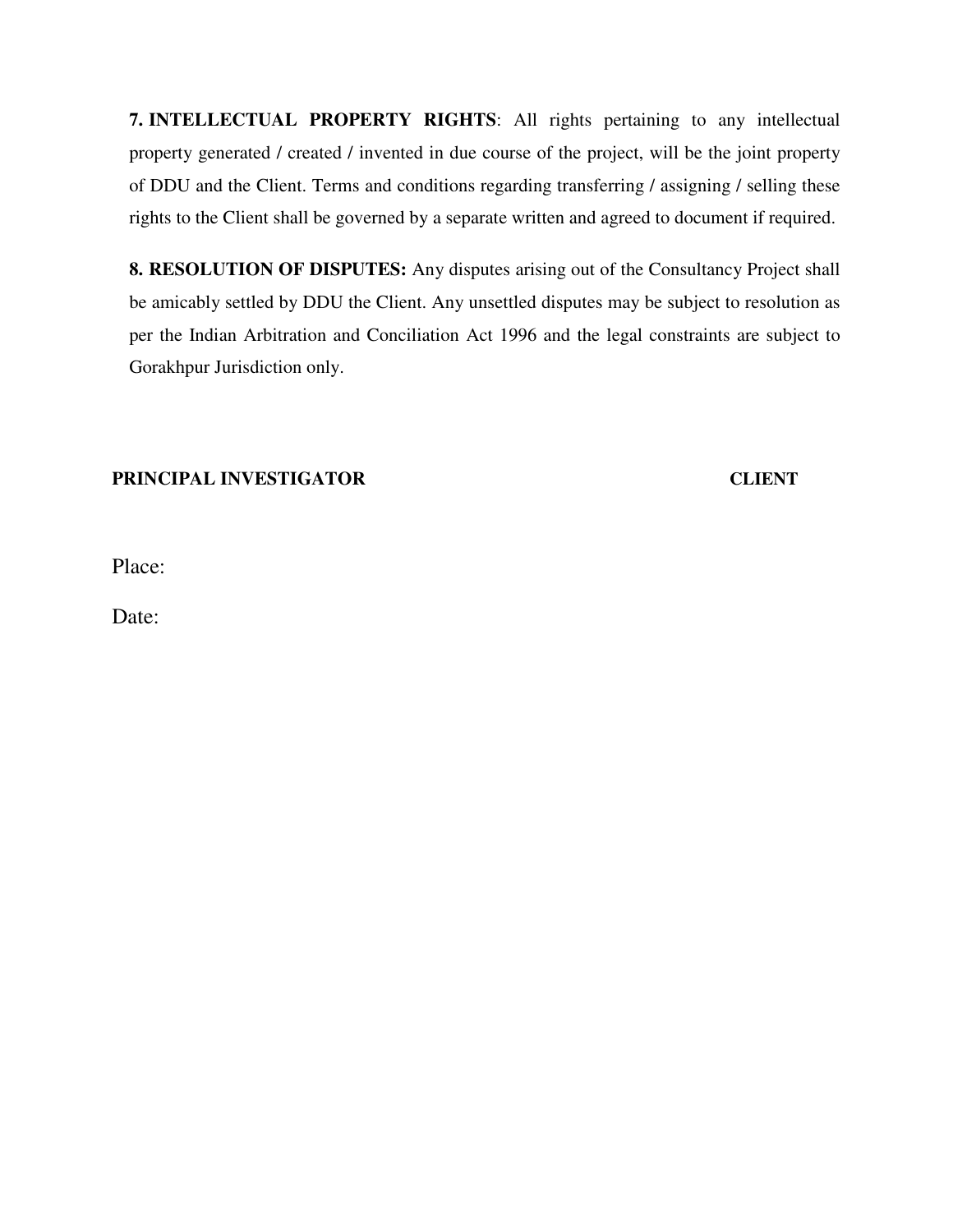**7. INTELLECTUAL PROPERTY RIGHTS**: All rights pertaining to any intellectual property generated / created / invented in due course of the project, will be the joint property of DDU and the Client. Terms and conditions regarding transferring / assigning / selling these rights to the Client shall be governed by a separate written and agreed to document if required.

**8. RESOLUTION OF DISPUTES:** Any disputes arising out of the Consultancy Project shall be amicably settled by DDU the Client. Any unsettled disputes may be subject to resolution as per the Indian Arbitration and Conciliation Act 1996 and the legal constraints are subject to Gorakhpur Jurisdiction only.

**PRINCIPAL INVESTIGATOR** **CLIENT**

Place:

Date: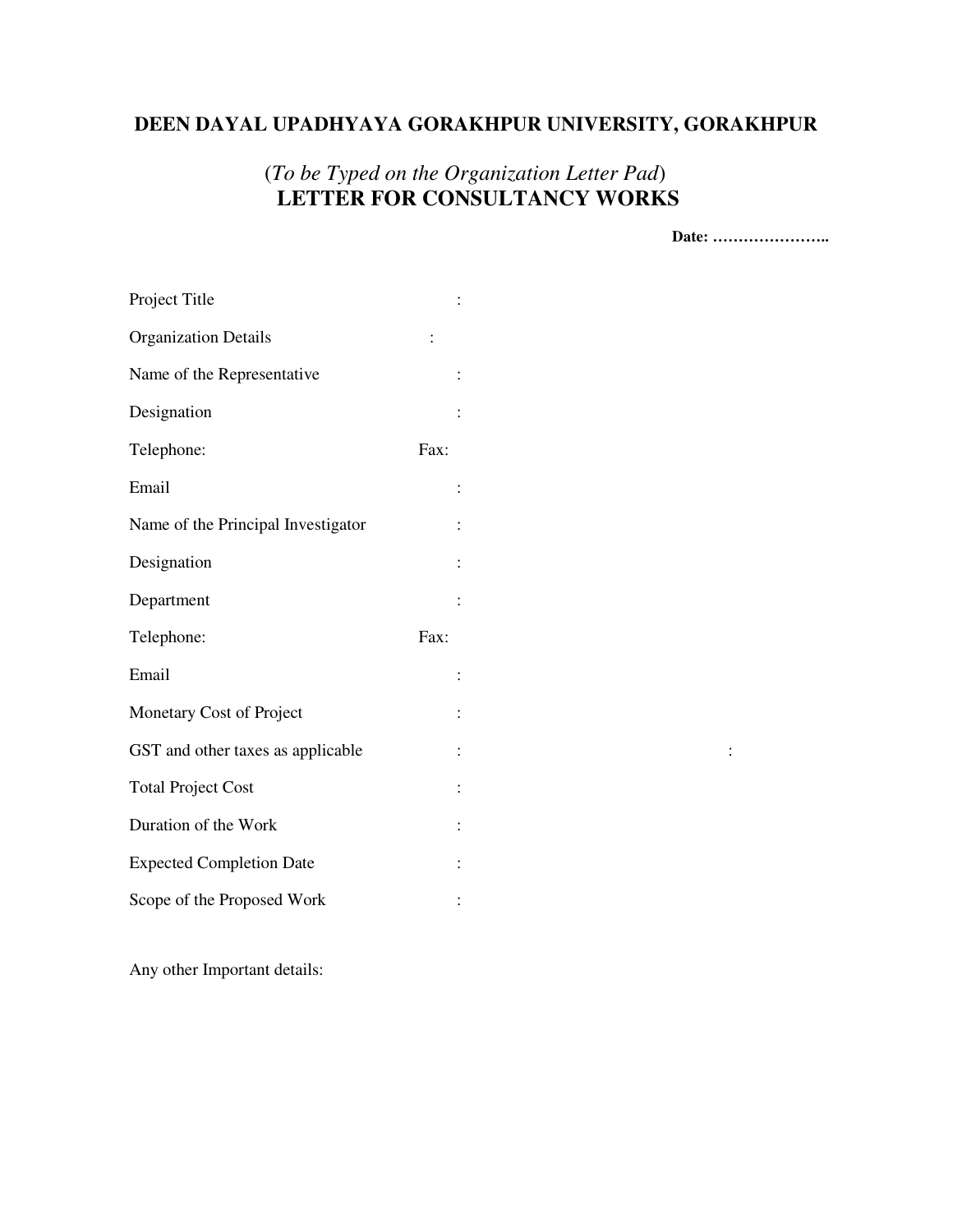# DEEN DAYAL UPADHYAYA GORAKHPUR UNIVERSITY, GORAKHPUR

(*To be Typed on the Organization Letter Pad*)

## LETTER FOR CONSULTANCY WORKS

**Date: …………………..**

Project Title :

Organization Details :

Name of the Representative :

Designation :

Telephone: Fax:

Email :

Name of the Principal Investigator :

Designation :

Department :

Telephone: Fax:

Email :

Monetary Cost of Project :

GST and other taxes as applicable : :

Total Project Cost :

Duration of the Work :

Expected Completion Date :

Scope of the Proposed Work :

Any other Important details: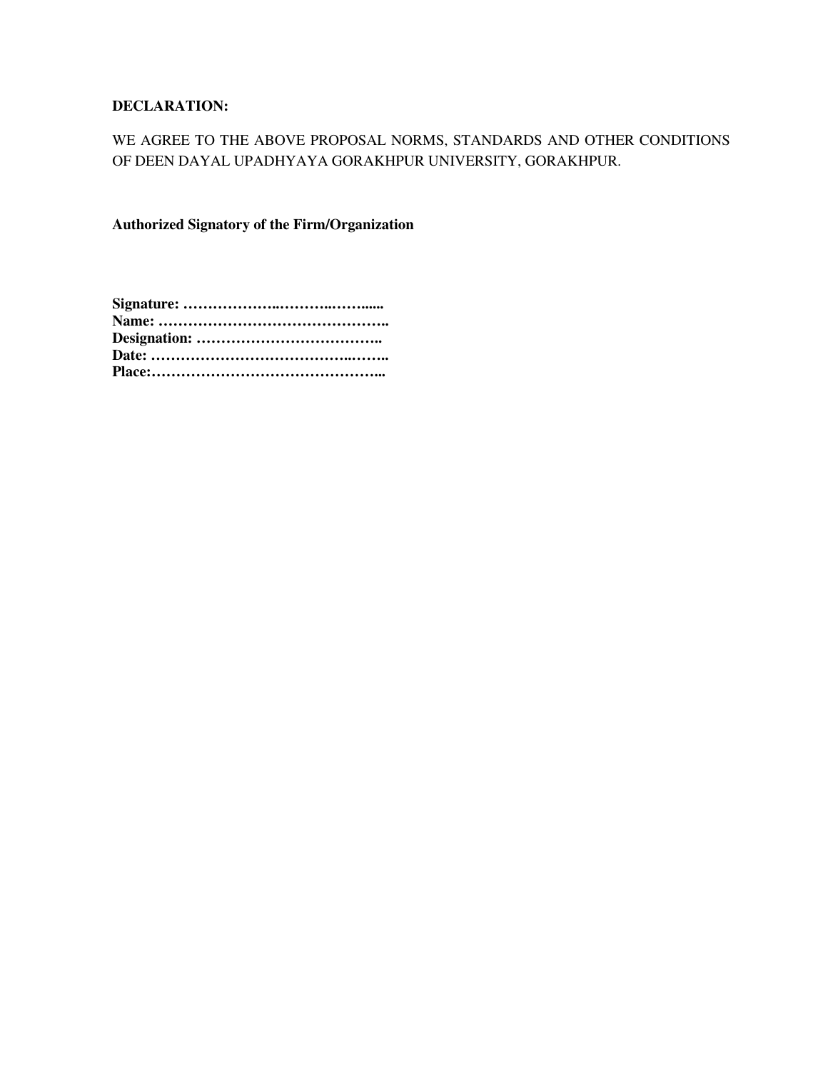**DECLARATION:**

WE AGREE TO THE ABOVE PROPOSAL NORMS, STANDARDS AND OTHER CONDITIONS OF DEEN DAYAL UPADHYAYA GORAKHPUR UNIVERSITY, GORAKHPUR.

**Authorized Signatory of the Firm/Organization**

**Signature: ………………..………..……......**
**Name: ………………………………………..**
**Designation: ………………………………..**
**Date: …………………………………..……..**
**Place:………………………………………...**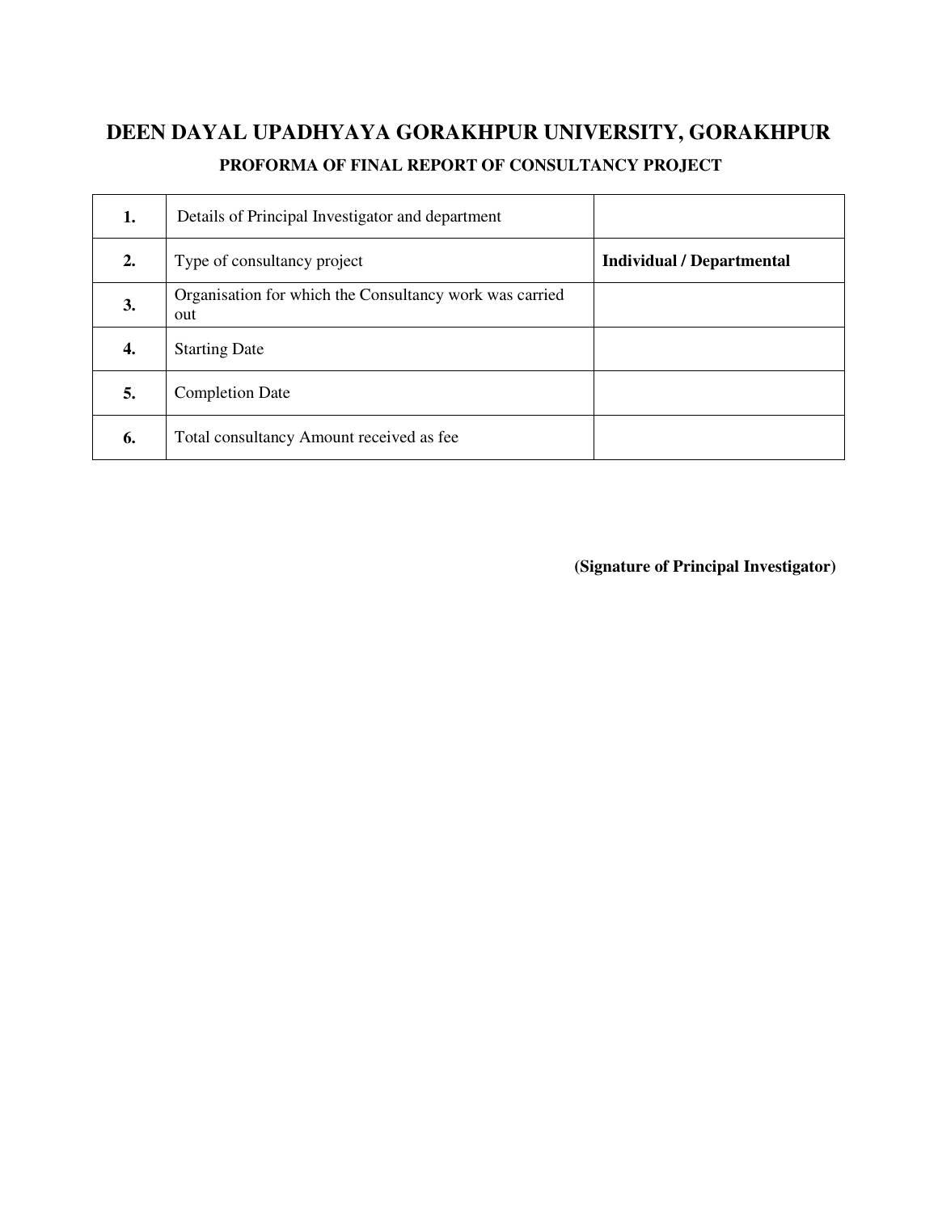# DEEN DAYAL UPADHYAYA GORAKHPUR UNIVERSITY, GORAKHPUR

## PROFORMA OF FINAL REPORT OF CONSULTANCY PROJECT

| | | |
|---|---|---|
| **1.** | Details of Principal Investigator and department | |
| **2.** | Type of consultancy project | **Individual / Departmental** |
| **3.** | Organisation for which the Consultancy work was carried out | |
| **4.** | Starting Date | |
| **5.** | Completion Date | |
| **6.** | Total consultancy Amount received as fee | |

**(Signature of Principal Investigator)**